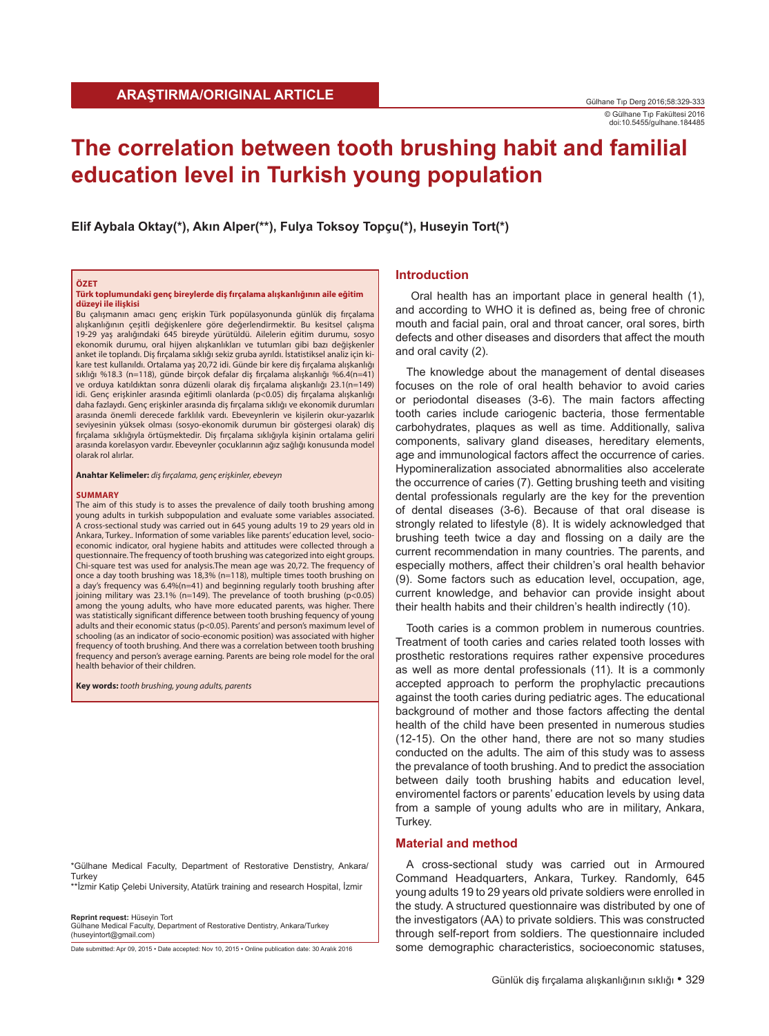ARAŞTIRMA/ORIGINAL ARTICLE

© Gülhane Tıp Fakültesi 2016
doi:10.5455/gulhane.184485

# The correlation between tooth brushing habit and familial education level in Turkish young population

**Elif Aybala Oktay(*), Akın Alper(**), Fulya Toksoy Topçu(*), Huseyin Tort(*)**

**ÖZET**

**Türk toplumundaki genç bireylerde diş fırçalama alışkanlığının aile eğitim düzeyi ile ilişkisi**

Bu çalışmanın amacı genç erişkin Türk popülasyonunda günlük diş fırçalama alışkanlığının çeşitli değişkenlere göre değerlendirmektir. Bu kesitsel çalışma 19-29 yaş aralığındaki 645 bireyde yürütüldü. Ailelerin eğitim durumu, sosyo ekonomik durumu, oral hijyen alışkanlıkları ve tutumları gibi bazı değişkenler anket ile toplandı. Diş fırçalama sıklığı sekiz gruba ayrıldı. İstatistiksel analiz için ki-kare test kullanıldı. Ortalama yaş 20,72 idi. Günde bir kere diş fırçalama alışkanlığı sıklığı %18.3 (n=118), günde birçok defalar diş fırçalama alışkanlığı %6.4(n=41) ve orduya katıldıktan sonra düzenli olarak diş fırçalama alışkanlığı 23.1(n=149) idi. Genç erişkinler arasında eğitimli olanlarda (p<0.05) diş fırçalama alışkanlığı daha fazlaydı. Genç erişkinler arasında diş fırçalama sıklığı ve ekonomik durumları arasında önemli derecede farklılık vardı. Ebeveynlerin ve kişilerin okur-yazarlık seviyesinin yüksek olması (sosyo-ekonomik durumun bir göstergesi olarak) diş fırçalama sıklığıyla örtüşmektedir. Diş fırçalama sıklığıyla kişinin ortalama geliri arasında korelasyon vardır. Ebeveynler çocuklarının ağız sağlığı konusunda model olarak rol alırlar.

**Anahtar Kelimeler:** *diş fırçalama, genç erişkinler, ebeveyn*

**SUMMARY**

The aim of this study is to asses the prevalence of daily tooth brushing among young adults in turkish subpopulation and evaluate some variables associated. A cross-sectional study was carried out in 645 young adults 19 to 29 years old in Ankara, Turkey.. Information of some variables like parents' education level, socio-economic indicator, oral hygiene habits and attitudes were collected through a questionnaire. The frequency of tooth brushing was categorized into eight groups. Chi-square test was used for analysis.The mean age was 20,72. The frequency of once a day tooth brushing was 18,3% (n=118), multiple times tooth brushing on a day's frequency was 6.4%(n=41) and beginning regularly tooth brushing after joining military was 23.1% (n=149). The prevelance of tooth brushing (p<0.05) among the young adults, who have more educated parents, was higher. There was statistically significant difference between tooth brushing fequency of young adults and their economic status (p<0.05). Parents' and person's maximum level of schooling (as an indicator of socio-economic position) was associated with higher frequency of tooth brushing. And there was a correlation between tooth brushing frequency and person's average earning. Parents are being role model for the oral health behavior of their children.

**Key words:** *tooth brushing, young adults, parents*

*Gülhane Medical Faculty, Department of Restorative Denstistry, Ankara/Turkey
**İzmir Katip Çelebi University, Atatürk training and research Hospital, İzmir

**Reprint request:** Hüseyin Tort
Gülhane Medical Faculty, Department of Restorative Dentistry, Ankara/Turkey
(huseyintort@gmail.com)

Date submitted: Apr 09, 2015 • Date accepted: Nov 10, 2015 • Online publication date: 30 Aralık 2016

## Introduction

Oral health has an important place in general health (1), and according to WHO it is defined as, being free of chronic mouth and facial pain, oral and throat cancer, oral sores, birth defects and other diseases and disorders that affect the mouth and oral cavity (2).

The knowledge about the management of dental diseases focuses on the role of oral health behavior to avoid caries or periodontal diseases (3-6). The main factors affecting tooth caries include cariogenic bacteria, those fermentable carbohydrates, plaques as well as time. Additionally, saliva components, salivary gland diseases, hereditary elements, age and immunological factors affect the occurrence of caries. Hypomineralization associated abnormalities also accelerate the occurrence of caries (7). Getting brushing teeth and visiting dental professionals regularly are the key for the prevention of dental diseases (3-6). Because of that oral disease is strongly related to lifestyle (8). It is widely acknowledged that brushing teeth twice a day and flossing on a daily are the current recommendation in many countries. The parents, and especially mothers, affect their children's oral health behavior (9). Some factors such as education level, occupation, age, current knowledge, and behavior can provide insight about their health habits and their children's health indirectly (10).

Tooth caries is a common problem in numerous countries. Treatment of tooth caries and caries related tooth losses with prosthetic restorations requires rather expensive procedures as well as more dental professionals (11). It is a commonly accepted approach to perform the prophylactic precautions against the tooth caries during pediatric ages. The educational background of mother and those factors affecting the dental health of the child have been presented in numerous studies (12-15). On the other hand, there are not so many studies conducted on the adults. The aim of this study was to assess the prevalance of tooth brushing. And to predict the association between daily tooth brushing habits and education level, enviromentel factors or parents' education levels by using data from a sample of young adults who are in military, Ankara, Turkey.

## Material and method

A cross-sectional study was carried out in Armoured Command Headquarters, Ankara, Turkey. Randomly, 645 young adults 19 to 29 years old private soldiers were enrolled in the study. A structured questionnaire was distributed by one of the investigators (AA) to private soldiers. This was constructed through self-report from soldiers. The questionnaire included some demographic characteristics, socioeconomic statuses,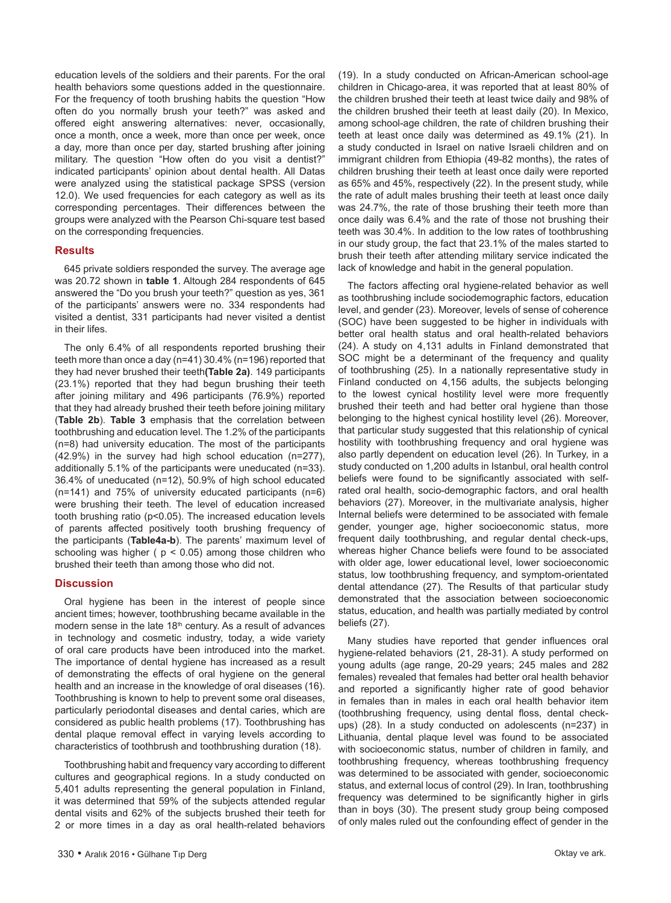education levels of the soldiers and their parents. For the oral health behaviors some questions added in the questionnaire. For the frequency of tooth brushing habits the question "How often do you normally brush your teeth?" was asked and offered eight answering alternatives: never, occasionally, once a month, once a week, more than once per week, once a day, more than once per day, started brushing after joining military. The question "How often do you visit a dentist?" indicated participants' opinion about dental health. All Datas were analyzed using the statistical package SPSS (version 12.0). We used frequencies for each category as well as its corresponding percentages. Their differences between the groups were analyzed with the Pearson Chi-square test based on the corresponding frequencies.

## Results

645 private soldiers responded the survey. The average age was 20.72 shown in **table 1**. Altough 284 respondents of 645 answered the "Do you brush your teeth?" question as yes, 361 of the participants' answers were no. 334 respondents had visited a dentist, 331 participants had never visited a dentist in their lifes.

The only 6.4% of all respondents reported brushing their teeth more than once a day (n=41) 30.4% (n=196) reported that they had never brushed their teeth**(Table 2a)**. 149 participants (23.1%) reported that they had begun brushing their teeth after joining military and 496 participants (76.9%) reported that they had already brushed their teeth before joining military (**Table 2b**). **Table 3** emphasis that the correlation between toothbrushing and education level. The 1.2% of the participants (n=8) had university education. The most of the participants (42.9%) in the survey had high school education (n=277), additionally 5.1% of the participants were uneducated (n=33). 36.4% of uneducated (n=12), 50.9% of high school educated (n=141) and 75% of university educated participants (n=6) were brushing their teeth. The level of education increased tooth brushing ratio ($p<0.05$). The increased education levels of parents affected positively tooth brushing frequency of the participants (**Table4a-b**). The parents' maximum level of schooling was higher ( $p < 0.05$) among those children who brushed their teeth than among those who did not.

## Discussion

Oral hygiene has been in the interest of people since ancient times; however, toothbrushing became available in the modern sense in the late 18th century. As a result of advances in technology and cosmetic industry, today, a wide variety of oral care products have been introduced into the market. The importance of dental hygiene has increased as a result of demonstrating the effects of oral hygiene on the general health and an increase in the knowledge of oral diseases (16). Toothbrushing is known to help to prevent some oral diseases, particularly periodontal diseases and dental caries, which are considered as public health problems (17). Toothbrushing has dental plaque removal effect in varying levels according to characteristics of toothbrush and toothbrushing duration (18).

Toothbrushing habit and frequency vary according to different cultures and geographical regions. In a study conducted on 5,401 adults representing the general population in Finland, it was determined that 59% of the subjects attended regular dental visits and 62% of the subjects brushed their teeth for 2 or more times in a day as oral health-related behaviors (19). In a study conducted on African-American school-age children in Chicago-area, it was reported that at least 80% of the children brushed their teeth at least twice daily and 98% of the children brushed their teeth at least daily (20). In Mexico, among school-age children, the rate of children brushing their teeth at least once daily was determined as 49.1% (21). In a study conducted in Israel on native Israeli children and on immigrant children from Ethiopia (49-82 months), the rates of children brushing their teeth at least once daily were reported as 65% and 45%, respectively (22). In the present study, while the rate of adult males brushing their teeth at least once daily was 24.7%, the rate of those brushing their teeth more than once daily was 6.4% and the rate of those not brushing their teeth was 30.4%. In addition to the low rates of toothbrushing in our study group, the fact that 23.1% of the males started to brush their teeth after attending military service indicated the lack of knowledge and habit in the general population.

The factors affecting oral hygiene-related behavior as well as toothbrushing include sociodemographic factors, education level, and gender (23). Moreover, levels of sense of coherence (SOC) have been suggested to be higher in individuals with better oral health status and oral health-related behaviors (24). A study on 4,131 adults in Finland demonstrated that SOC might be a determinant of the frequency and quality of toothbrushing (25). In a nationally representative study in Finland conducted on 4,156 adults, the subjects belonging to the lowest cynical hostility level were more frequently brushed their teeth and had better oral hygiene than those belonging to the highest cynical hostility level (26). Moreover, that particular study suggested that this relationship of cynical hostility with toothbrushing frequency and oral hygiene was also partly dependent on education level (26). In Turkey, in a study conducted on 1,200 adults in Istanbul, oral health control beliefs were found to be significantly associated with self-rated oral health, socio-demographic factors, and oral health behaviors (27). Moreover, in the multivariate analysis, higher Internal beliefs were determined to be associated with female gender, younger age, higher socioeconomic status, more frequent daily toothbrushing, and regular dental check-ups, whereas higher Chance beliefs were found to be associated with older age, lower educational level, lower socioeconomic status, low toothbrushing frequency, and symptom-orientated dental attendance (27). The Results of that particular study demonstrated that the association between socioeconomic status, education, and health was partially mediated by control beliefs (27).

Many studies have reported that gender influences oral hygiene-related behaviors (21, 28-31). A study performed on young adults (age range, 20-29 years; 245 males and 282 females) revealed that females had better oral health behavior and reported a significantly higher rate of good behavior in females than in males in each oral health behavior item (toothbrushing frequency, using dental floss, dental check-ups) (28). In a study conducted on adolescents (n=237) in Lithuania, dental plaque level was found to be associated with socioeconomic status, number of children in family, and toothbrushing frequency, whereas toothbrushing frequency was determined to be associated with gender, socioeconomic status, and external locus of control (29). In Iran, toothbrushing frequency was determined to be significantly higher in girls than in boys (30). The present study group being composed of only males ruled out the confounding effect of gender in the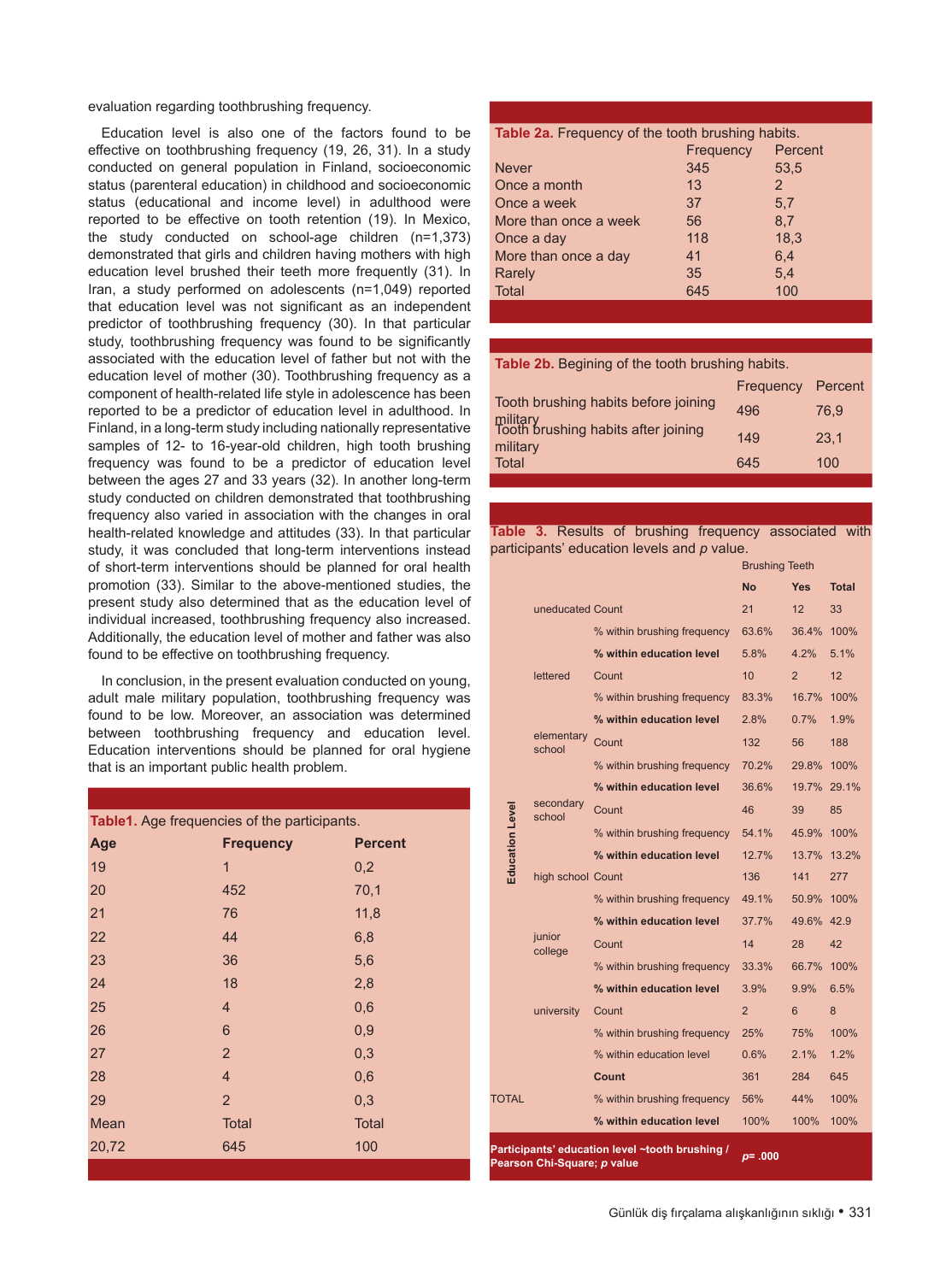evaluation regarding toothbrushing frequency.

Education level is also one of the factors found to be effective on toothbrushing frequency (19, 26, 31). In a study conducted on general population in Finland, socioeconomic status (parenteral education) in childhood and socioeconomic status (educational and income level) in adulthood were reported to be effective on tooth retention (19). In Mexico, the study conducted on school-age children (n=1,373) demonstrated that girls and children having mothers with high education level brushed their teeth more frequently (31). In Iran, a study performed on adolescents (n=1,049) reported that education level was not significant as an independent predictor of toothbrushing frequency (30). In that particular study, toothbrushing frequency was found to be significantly associated with the education level of father but not with the education level of mother (30). Toothbrushing frequency as a component of health-related life style in adolescence has been reported to be a predictor of education level in adulthood. In Finland, in a long-term study including nationally representative samples of 12- to 16-year-old children, high tooth brushing frequency was found to be a predictor of education level between the ages 27 and 33 years (32). In another long-term study conducted on children demonstrated that toothbrushing frequency also varied in association with the changes in oral health-related knowledge and attitudes (33). In that particular study, it was concluded that long-term interventions instead of short-term interventions should be planned for oral health promotion (33). Similar to the above-mentioned studies, the present study also determined that as the education level of individual increased, toothbrushing frequency also increased. Additionally, the education level of mother and father was also found to be effective on toothbrushing frequency.

In conclusion, in the present evaluation conducted on young, adult male military population, toothbrushing frequency was found to be low. Moreover, an association was determined between toothbrushing frequency and education level. Education interventions should be planned for oral hygiene that is an important public health problem.

**Table1.** Age frequencies of the participants.

| Age | Frequency | Percent |
|---|---|---|
| 19 | 1 | 0,2 |
| 20 | 452 | 70,1 |
| 21 | 76 | 11,8 |
| 22 | 44 | 6,8 |
| 23 | 36 | 5,6 |
| 24 | 18 | 2,8 |
| 25 | 4 | 0,6 |
| 26 | 6 | 0,9 |
| 27 | 2 | 0,3 |
| 28 | 4 | 0,6 |
| 29 | 2 | 0,3 |
| Mean | Total | Total |
| 20,72 | 645 | 100 |

**Table 2a.** Frequency of the tooth brushing habits.

| | Frequency | Percent |
|---|---|---|
| Never | 345 | 53,5 |
| Once a month | 13 | 2 |
| Once a week | 37 | 5,7 |
| More than once a week | 56 | 8,7 |
| Once a day | 118 | 18,3 |
| More than once a day | 41 | 6,4 |
| Rarely | 35 | 5,4 |
| Total | 645 | 100 |

**Table 2b.** Begining of the tooth brushing habits.

| | Frequency | Percent |
|---|---|---|
| Tooth brushing habits before joining military | 496 | 76,9 |
| Tooth brushing habits after joining military | 149 | 23,1 |
| Total | 645 | 100 |

**Table 3.** Results of brushing frequency associated with participants' education levels and *p* value.

| | | | Brushing Teeth | | |
|---|---|---|---|---|---|
| | | | **No** | **Yes** | **Total** |
| Education Level | uneducated | Count | 21 | 12 | 33 |
| | | % within brushing frequency | 63.6% | 36.4% | 100% |
| | | **% within education level** | 5.8% | 4.2% | 5.1% |
| | lettered | Count | 10 | 2 | 12 |
| | | % within brushing frequency | 83.3% | 16.7% | 100% |
| | | **% within education level** | 2.8% | 0.7% | 1.9% |
| | elementary school | Count | 132 | 56 | 188 |
| | | % within brushing frequency | 70.2% | 29.8% | 100% |
| | | **% within education level** | 36.6% | 19.7% | 29.1% |
| | secondary school | Count | 46 | 39 | 85 |
| | | % within brushing frequency | 54.1% | 45.9% | 100% |
| | | **% within education level** | 12.7% | 13.7% | 13.2% |
| | high school | Count | 136 | 141 | 277 |
| | | % within brushing frequency | 49.1% | 50.9% | 100% |
| | | **% within education level** | 37.7% | 49.6% | 42.9 |
| | junior college | Count | 14 | 28 | 42 |
| | | % within brushing frequency | 33.3% | 66.7% | 100% |
| | | **% within education level** | 3.9% | 9.9% | 6.5% |
| | university | Count | 2 | 6 | 8 |
| | | % within brushing frequency | 25% | 75% | 100% |
| | | % within education level | 0.6% | 2.1% | 1.2% |
| TOTAL | | **Count** | 361 | 284 | 645 |
| | | % within brushing frequency | 56% | 44% | 100% |
| | | **% within education level** | 100% | 100% | 100% |

**Participants' education level ~tooth brushing / Pearson Chi-Square; *p* value** — ***p*= .000**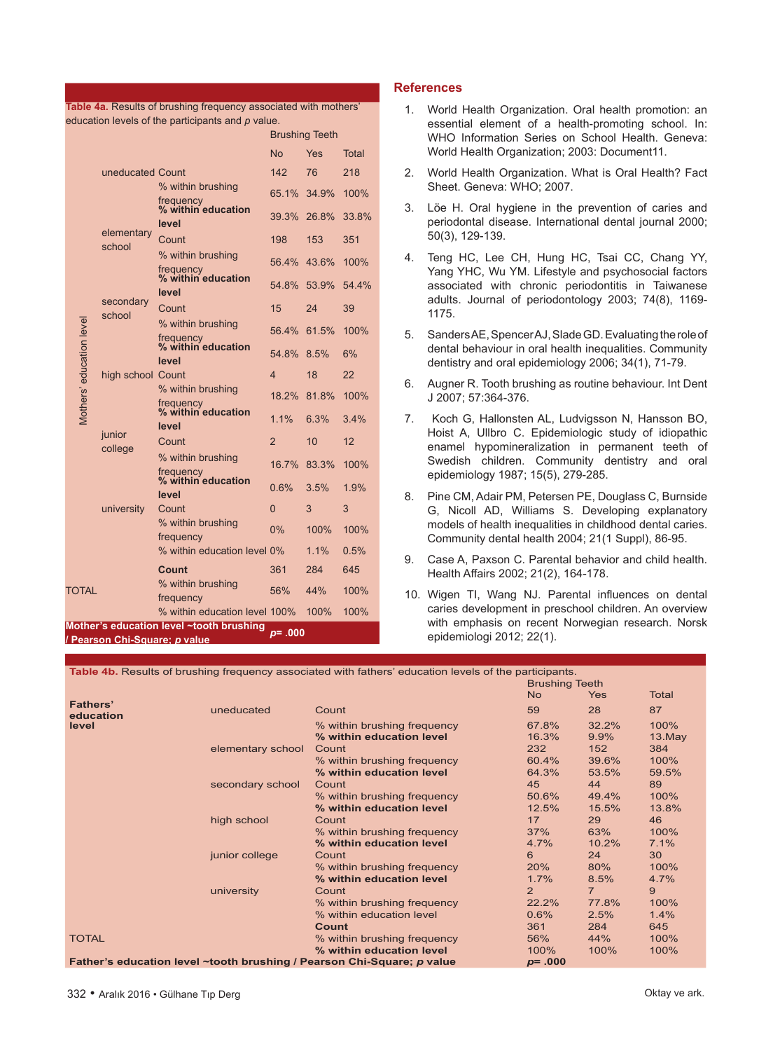**Table 4a.** Results of brushing frequency associated with mothers' education levels of the participants and *p* value.

| | | | Brushing Teeth | | |
|---|---|---|---|---|---|
| | | | No | Yes | Total |
| Mothers' education level | uneducated | Count | 142 | 76 | 218 |
| | | % within brushing frequency | 65.1% | 34.9% | 100% |
| | | **% within education level** | 39.3% | 26.8% | 33.8% |
| | elementary school | Count | 198 | 153 | 351 |
| | | % within brushing frequency | 56.4% | 43.6% | 100% |
| | | **% within education level** | 54.8% | 53.9% | 54.4% |
| | secondary school | Count | 15 | 24 | 39 |
| | | % within brushing frequency | 56.4% | 61.5% | 100% |
| | | **% within education level** | 54.8% | 8.5% | 6% |
| | high school | Count | 4 | 18 | 22 |
| | | % within brushing frequency | 18.2% | 81.8% | 100% |
| | | **% within education level** | 1.1% | 6.3% | 3.4% |
| | junior college | Count | 2 | 10 | 12 |
| | | % within brushing frequency | 16.7% | 83.3% | 100% |
| | | **% within education level** | 0.6% | 3.5% | 1.9% |
| | university | Count | 0 | 3 | 3 |
| | | % within brushing frequency | 0% | 100% | 100% |
| | | % within education level | 0% | 1.1% | 0.5% |
| TOTAL | | **Count** | 361 | 284 | 645 |
| | | % within brushing frequency | 56% | 44% | 100% |
| | | % within education level | 100% | 100% | 100% |
| **Mother's education level ~tooth brushing / Pearson Chi-Square; *p* value** | | | ***p*= .000** | | |

**Table 4b.** Results of brushing frequency associated with fathers' education levels of the participants.

| | | | Brushing Teeth | | |
|---|---|---|---|---|---|
| | | | No | Yes | Total |
| **Fathers' education level** | uneducated | Count | 59 | 28 | 87 |
| | | % within brushing frequency | 67.8% | 32.2% | 100% |
| | | **% within education level** | 16.3% | 9.9% | 13.May |
| | elementary school | Count | 232 | 152 | 384 |
| | | % within brushing frequency | 60.4% | 39.6% | 100% |
| | | **% within education level** | 64.3% | 53.5% | 59.5% |
| | secondary school | Count | 45 | 44 | 89 |
| | | % within brushing frequency | 50.6% | 49.4% | 100% |
| | | **% within education level** | 12.5% | 15.5% | 13.8% |
| | high school | Count | 17 | 29 | 46 |
| | | % within brushing frequency | 37% | 63% | 100% |
| | | **% within education level** | 4.7% | 10.2% | 7.1% |
| | junior college | Count | 6 | 24 | 30 |
| | | % within brushing frequency | 20% | 80% | 100% |
| | | **% within education level** | 1.7% | 8.5% | 4.7% |
| | university | Count | 2 | 7 | 9 |
| | | % within brushing frequency | 22.2% | 77.8% | 100% |
| | | % within education level | 0.6% | 2.5% | 1.4% |
| TOTAL | | **Count** | 361 | 284 | 645 |
| | | % within brushing frequency | 56% | 44% | 100% |
| | | **% within education level** | 100% | 100% | 100% |
| **Father's education level ~tooth brushing / Pearson Chi-Square; *p* value** | | | ***p*= .000** | | |

## References

1. World Health Organization. Oral health promotion: an essential element of a health-promoting school. In: WHO Information Series on School Health. Geneva: World Health Organization; 2003: Document11.
2. World Health Organization. What is Oral Health? Fact Sheet. Geneva: WHO; 2007.
3. Löe H. Oral hygiene in the prevention of caries and periodontal disease. International dental journal 2000; 50(3), 129-139.
4. Teng HC, Lee CH, Hung HC, Tsai CC, Chang YY, Yang YHC, Wu YM. Lifestyle and psychosocial factors associated with chronic periodontitis in Taiwanese adults. Journal of periodontology 2003; 74(8), 1169-1175.
5. Sanders AE, Spencer AJ, Slade GD. Evaluating the role of dental behaviour in oral health inequalities. Community dentistry and oral epidemiology 2006; 34(1), 71-79.
6. Augner R. Tooth brushing as routine behaviour. Int Dent J 2007; 57:364-376.
7. Koch G, Hallonsten AL, Ludvigsson N, Hansson BO, Hoist A, Ullbro C. Epidemiologic study of idiopathic enamel hypomineralization in permanent teeth of Swedish children. Community dentistry and oral epidemiology 1987; 15(5), 279-285.
8. Pine CM, Adair PM, Petersen PE, Douglass C, Burnside G, Nicoll AD, Williams S. Developing explanatory models of health inequalities in childhood dental caries. Community dental health 2004; 21(1 Suppl), 86-95.
9. Case A, Paxson C. Parental behavior and child health. Health Affairs 2002; 21(2), 164-178.
10. Wigen TI, Wang NJ. Parental influences on dental caries development in preschool children. An overview with emphasis on recent Norwegian research. Norsk epidemiologi 2012; 22(1).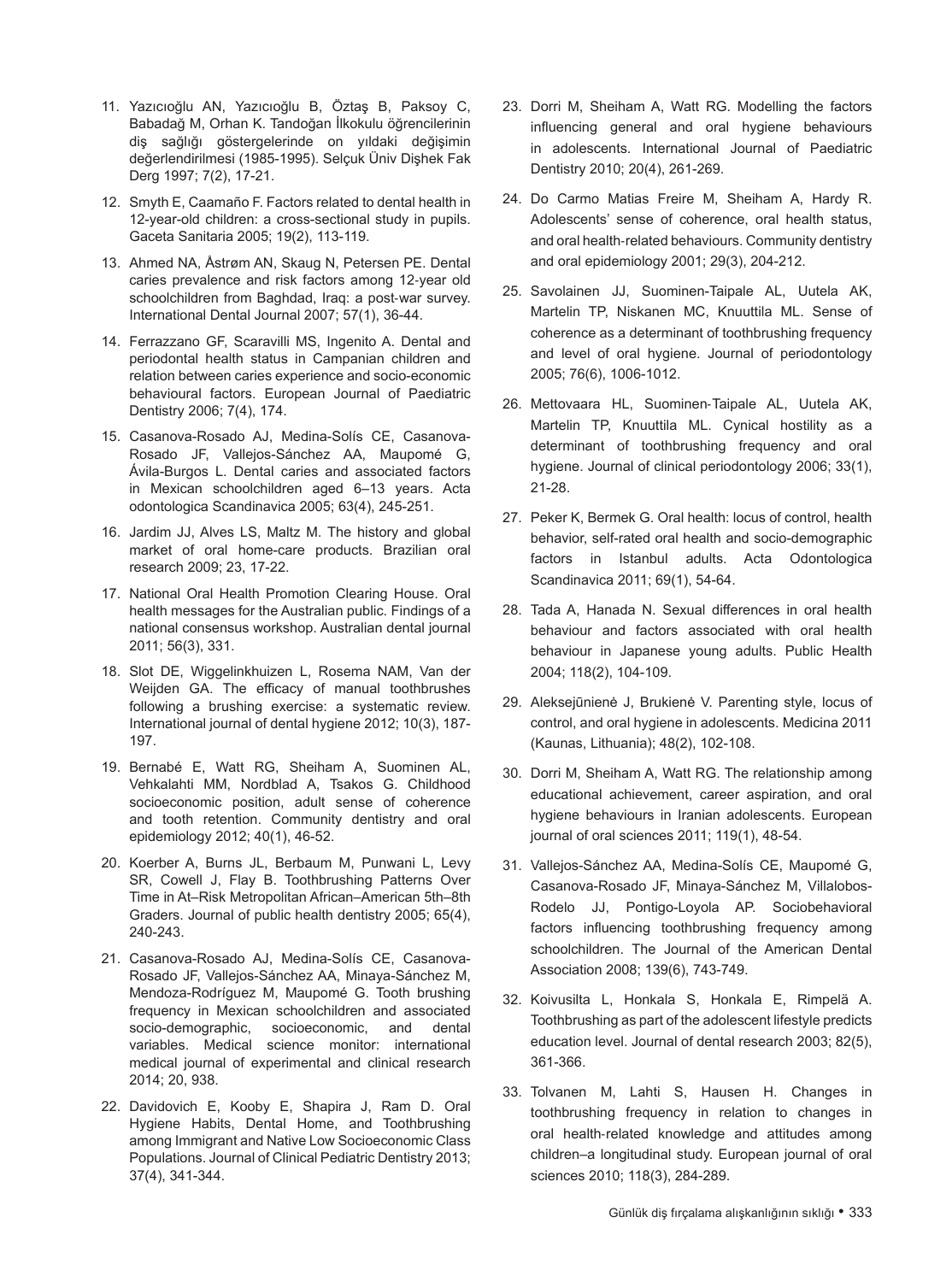11. Yazıcıoğlu AN, Yazıcıoğlu B, Öztaş B, Paksoy C, Babadağ M, Orhan K. Tandoğan İlkokulu öğrencilerinin diş sağlığı göstergelerinde on yıldaki değişimin değerlendirilmesi (1985-1995). Selçuk Üniv Dişhek Fak Derg 1997; 7(2), 17-21.

12. Smyth E, Caamaño F. Factors related to dental health in 12-year-old children: a cross-sectional study in pupils. Gaceta Sanitaria 2005; 19(2), 113-119.

13. Ahmed NA, Åstrøm AN, Skaug N, Petersen PE. Dental caries prevalence and risk factors among 12-year old schoolchildren from Baghdad, Iraq: a post-war survey. International Dental Journal 2007; 57(1), 36-44.

14. Ferrazzano GF, Scaravilli MS, Ingenito A. Dental and periodontal health status in Campanian children and relation between caries experience and socio-economic behavioural factors. European Journal of Paediatric Dentistry 2006; 7(4), 174.

15. Casanova-Rosado AJ, Medina-Solís CE, Casanova-Rosado JF, Vallejos-Sánchez AA, Maupomé G, Ávila-Burgos L. Dental caries and associated factors in Mexican schoolchildren aged 6–13 years. Acta odontologica Scandinavica 2005; 63(4), 245-251.

16. Jardim JJ, Alves LS, Maltz M. The history and global market of oral home-care products. Brazilian oral research 2009; 23, 17-22.

17. National Oral Health Promotion Clearing House. Oral health messages for the Australian public. Findings of a national consensus workshop. Australian dental journal 2011; 56(3), 331.

18. Slot DE, Wiggelinkhuizen L, Rosema NAM, Van der Weijden GA. The efficacy of manual toothbrushes following a brushing exercise: a systematic review. International journal of dental hygiene 2012; 10(3), 187-197.

19. Bernabé E, Watt RG, Sheiham A, Suominen AL, Vehkalahti MM, Nordblad A, Tsakos G. Childhood socioeconomic position, adult sense of coherence and tooth retention. Community dentistry and oral epidemiology 2012; 40(1), 46-52.

20. Koerber A, Burns JL, Berbaum M, Punwani L, Levy SR, Cowell J, Flay B. Toothbrushing Patterns Over Time in At–Risk Metropolitan African–American 5th–8th Graders. Journal of public health dentistry 2005; 65(4), 240-243.

21. Casanova-Rosado AJ, Medina-Solís CE, Casanova-Rosado JF, Vallejos-Sánchez AA, Minaya-Sánchez M, Mendoza-Rodríguez M, Maupomé G. Tooth brushing frequency in Mexican schoolchildren and associated socio-demographic, socioeconomic, and dental variables. Medical science monitor: international medical journal of experimental and clinical research 2014; 20, 938.

22. Davidovich E, Kooby E, Shapira J, Ram D. Oral Hygiene Habits, Dental Home, and Toothbrushing among Immigrant and Native Low Socioeconomic Class Populations. Journal of Clinical Pediatric Dentistry 2013; 37(4), 341-344.

23. Dorri M, Sheiham A, Watt RG. Modelling the factors influencing general and oral hygiene behaviours in adolescents. International Journal of Paediatric Dentistry 2010; 20(4), 261-269.

24. Do Carmo Matias Freire M, Sheiham A, Hardy R. Adolescents' sense of coherence, oral health status, and oral health-related behaviours. Community dentistry and oral epidemiology 2001; 29(3), 204-212.

25. Savolainen JJ, Suominen-Taipale AL, Uutela AK, Martelin TP, Niskanen MC, Knuuttila ML. Sense of coherence as a determinant of toothbrushing frequency and level of oral hygiene. Journal of periodontology 2005; 76(6), 1006-1012.

26. Mettovaara HL, Suominen-Taipale AL, Uutela AK, Martelin TP, Knuuttila ML. Cynical hostility as a determinant of toothbrushing frequency and oral hygiene. Journal of clinical periodontology 2006; 33(1), 21-28.

27. Peker K, Bermek G. Oral health: locus of control, health behavior, self-rated oral health and socio-demographic factors in Istanbul adults. Acta Odontologica Scandinavica 2011; 69(1), 54-64.

28. Tada A, Hanada N. Sexual differences in oral health behaviour and factors associated with oral health behaviour in Japanese young adults. Public Health 2004; 118(2), 104-109.

29. Aleksejūnienė J, Brukienė V. Parenting style, locus of control, and oral hygiene in adolescents. Medicina 2011 (Kaunas, Lithuania); 48(2), 102-108.

30. Dorri M, Sheiham A, Watt RG. The relationship among educational achievement, career aspiration, and oral hygiene behaviours in Iranian adolescents. European journal of oral sciences 2011; 119(1), 48-54.

31. Vallejos-Sánchez AA, Medina-Solís CE, Maupomé G, Casanova-Rosado JF, Minaya-Sánchez M, Villalobos-Rodelo JJ, Pontigo-Loyola AP. Sociobehavioral factors influencing toothbrushing frequency among schoolchildren. The Journal of the American Dental Association 2008; 139(6), 743-749.

32. Koivusilta L, Honkala S, Honkala E, Rimpelä A. Toothbrushing as part of the adolescent lifestyle predicts education level. Journal of dental research 2003; 82(5), 361-366.

33. Tolvanen M, Lahti S, Hausen H. Changes in toothbrushing frequency in relation to changes in oral health-related knowledge and attitudes among children–a longitudinal study. European journal of oral sciences 2010; 118(3), 284-289.